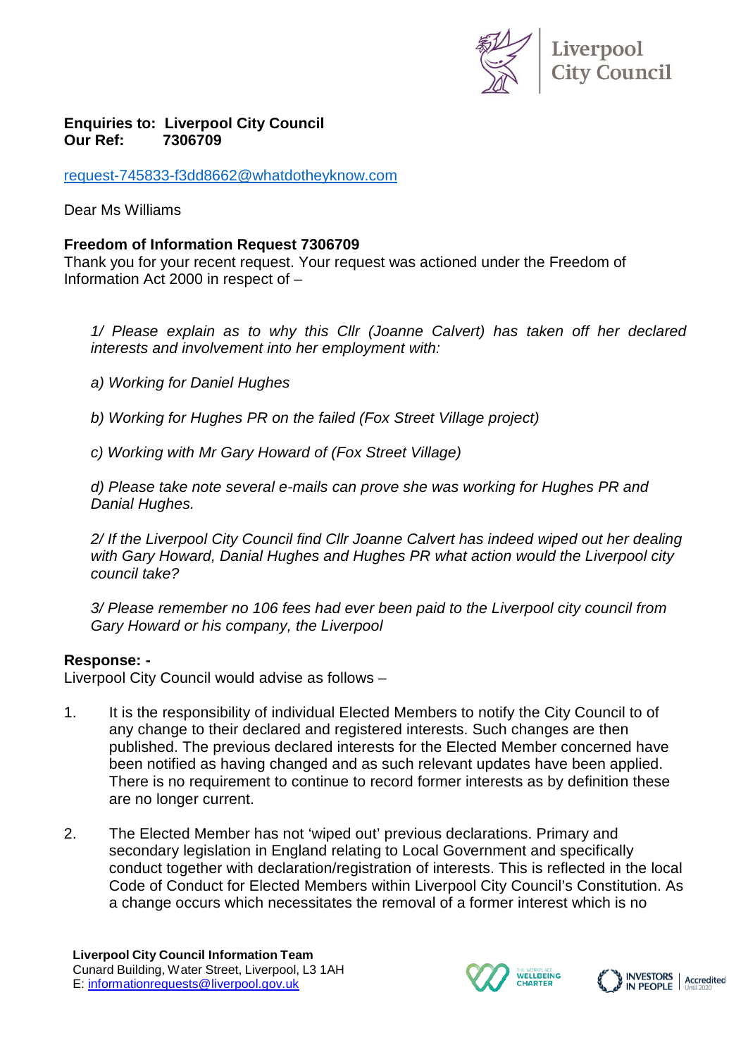Liverpool City Council

**Enquiries to: Liverpool City Council**
**Our Ref: 7306709**

request-745833-f3dd8662@whatdotheyknow.com

Dear Ms Williams

**Freedom of Information Request 7306709**
Thank you for your recent request. Your request was actioned under the Freedom of Information Act 2000 in respect of –

> *1/ Please explain as to why this Cllr (Joanne Calvert) has taken off her declared interests and involvement into her employment with:*
>
> *a) Working for Daniel Hughes*
>
> *b) Working for Hughes PR on the failed (Fox Street Village project)*
>
> *c) Working with Mr Gary Howard of (Fox Street Village)*
>
> *d) Please take note several e-mails can prove she was working for Hughes PR and Danial Hughes.*
>
> *2/ If the Liverpool City Council find Cllr Joanne Calvert has indeed wiped out her dealing with Gary Howard, Danial Hughes and Hughes PR what action would the Liverpool city council take?*
>
> *3/ Please remember no 106 fees had ever been paid to the Liverpool city council from Gary Howard or his company, the Liverpool*

**Response: -**
Liverpool City Council would advise as follows –

1. It is the responsibility of individual Elected Members to notify the City Council to of any change to their declared and registered interests. Such changes are then published. The previous declared interests for the Elected Member concerned have been notified as having changed and as such relevant updates have been applied. There is no requirement to continue to record former interests as by definition these are no longer current.

2. The Elected Member has not 'wiped out' previous declarations. Primary and secondary legislation in England relating to Local Government and specifically conduct together with declaration/registration of interests. This is reflected in the local Code of Conduct for Elected Members within Liverpool City Council's Constitution. As a change occurs which necessitates the removal of a former interest which is no

**Liverpool City Council Information Team**
Cunard Building, Water Street, Liverpool, L3 1AH
E: informationrequests@liverpool.gov.uk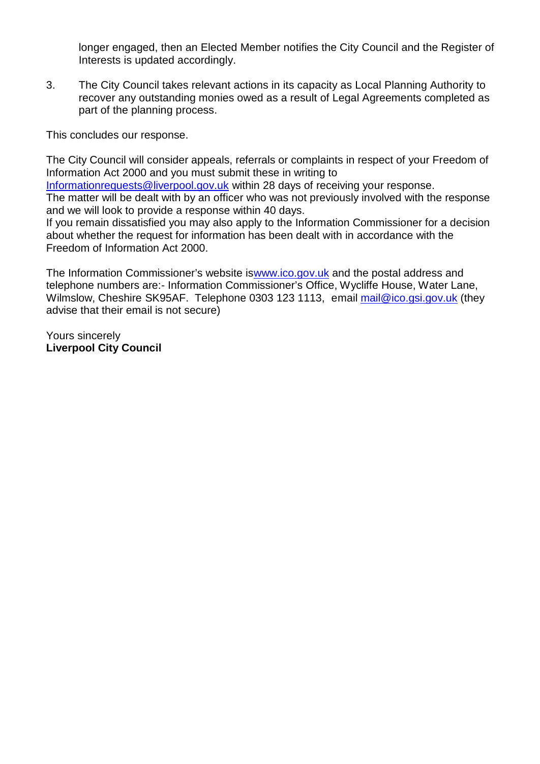longer engaged, then an Elected Member notifies the City Council and the Register of Interests is updated accordingly.

3. The City Council takes relevant actions in its capacity as Local Planning Authority to recover any outstanding monies owed as a result of Legal Agreements completed as part of the planning process.

This concludes our response.

The City Council will consider appeals, referrals or complaints in respect of your Freedom of Information Act 2000 and you must submit these in writing to Informationrequests@liverpool.gov.uk within 28 days of receiving your response.
The matter will be dealt with by an officer who was not previously involved with the response and we will look to provide a response within 40 days.
If you remain dissatisfied you may also apply to the Information Commissioner for a decision about whether the request for information has been dealt with in accordance with the Freedom of Information Act 2000.

The Information Commissioner's website iswww.ico.gov.uk and the postal address and telephone numbers are:- Information Commissioner's Office, Wycliffe House, Water Lane, Wilmslow, Cheshire SK95AF. Telephone 0303 123 1113, email mail@ico.gsi.gov.uk (they advise that their email is not secure)

Yours sincerely
**Liverpool City Council**